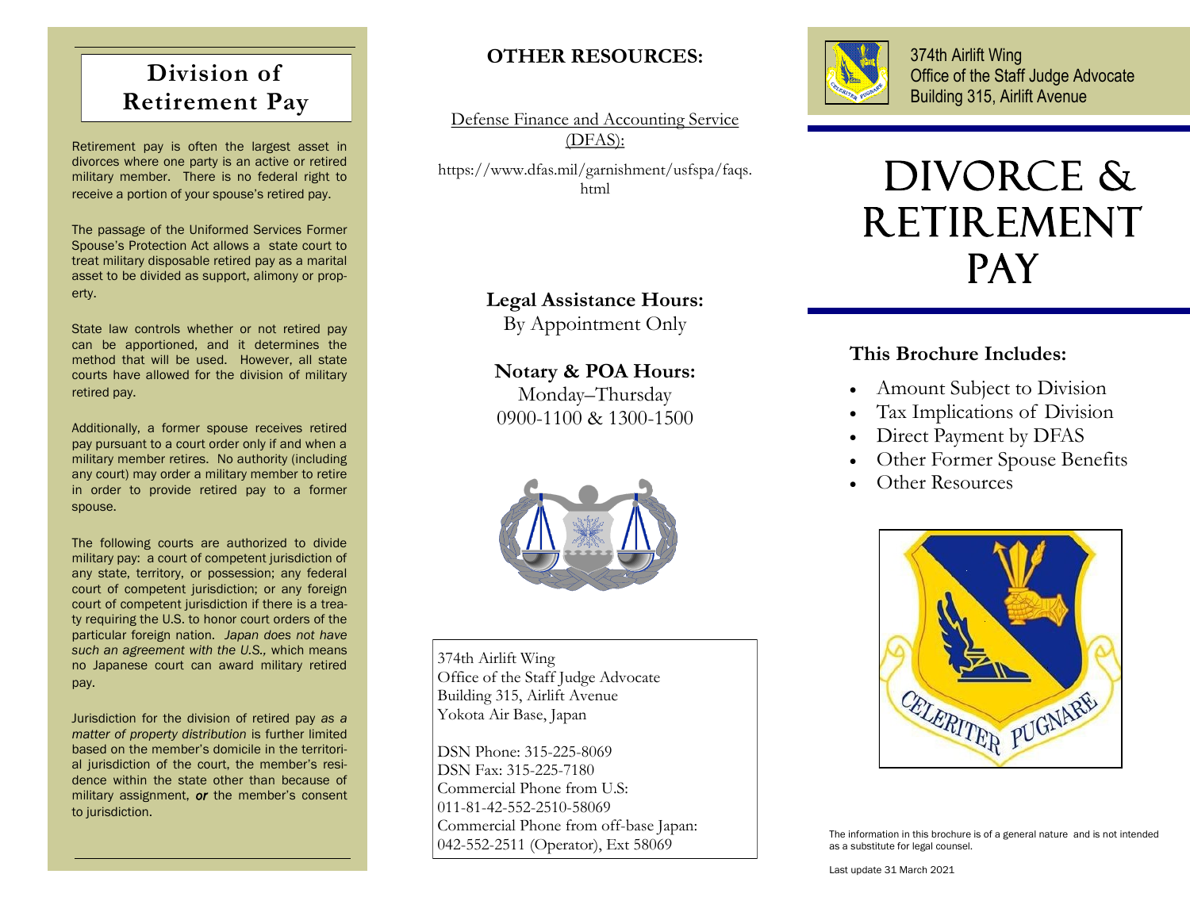## Division of Retirement Pay

Retirement pay is often the largest asset in divorces where one party is an active or retired military member. There is no federal right to receive a portion of your spouse's retired pay.

The passage of the Uniformed Services Former Spouse's Protection Act allows a state court to treat military disposable retired pay as a marital asset to be divided as support, alimony or property.

State law controls whether or not retired pay can be apportioned, and it determines the method that will be used. However, all state courts have allowed for the division of military retired pay.

Additionally, a former spouse receives retired pay pursuant to a court order only if and when a military member retires. No authority (including any court) may order a military member to retire in order to provide retired pay to a former spouse.

The following courts are authorized to divide military pay: a court of competent jurisdiction of any state, territory, or possession; any federal court of competent jurisdiction; or any foreign court of competent jurisdiction if there is a treaty requiring the U.S. to honor court orders of the particular foreign nation. *Japan does not have such an agreement with the U.S.,* which means no Japanese court can award military retired pay.

Jurisdiction for the division of retired pay *as a matter of property distribution* is further limited based on the member's domicile in the territorial jurisdiction of the court, the member's residence within the state other than because of military assignment, ***or*** the member's consent to jurisdiction.

## OTHER RESOURCES:

Defense Finance and Accounting Service (DFAS):

https://www.dfas.mil/garnishment/usfspa/faqs.html

**Legal Assistance Hours:**
By Appointment Only

**Notary & POA Hours:**
Monday–Thursday
0900-1100 & 1300-1500

374th Airlift Wing
Office of the Staff Judge Advocate
Building 315, Airlift Avenue
Yokota Air Base, Japan

DSN Phone: 315-225-8069
DSN Fax: 315-225-7180
Commercial Phone from U.S:
011-81-42-552-2510-58069
Commercial Phone from off-base Japan:
042-552-2511 (Operator), Ext 58069

374th Airlift Wing
Office of the Staff Judge Advocate
Building 315, Airlift Avenue

# DIVORCE & RETIREMENT PAY

### This Brochure Includes:

- Amount Subject to Division
- Tax Implications of Division
- Direct Payment by DFAS
- Other Former Spouse Benefits
- Other Resources

CELERITER PUGNARE

The information in this brochure is of a general nature and is not intended as a substitute for legal counsel.

Last update 31 March 2021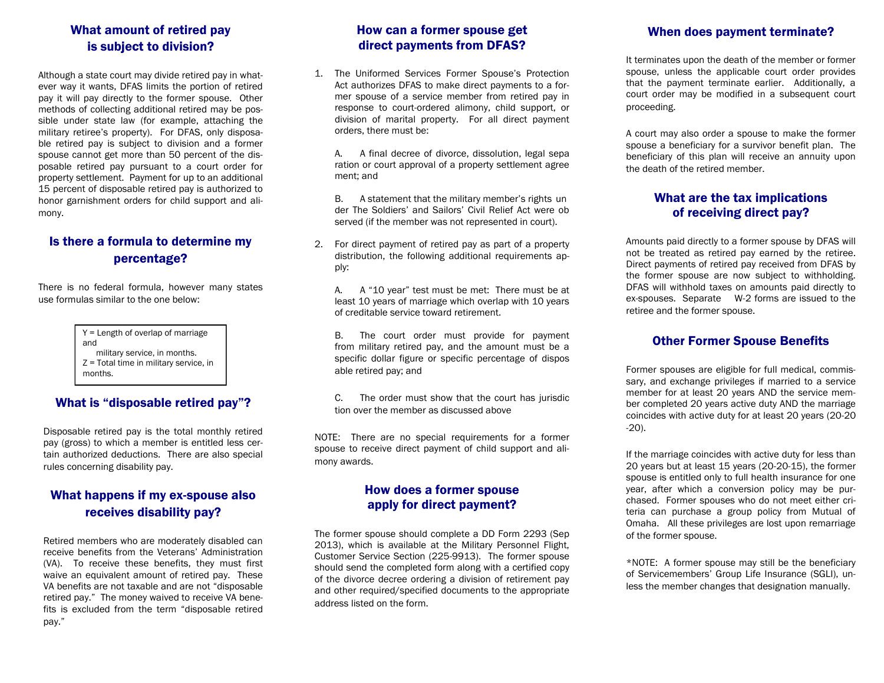## What amount of retired pay is subject to division?

Although a state court may divide retired pay in whatever way it wants, DFAS limits the portion of retired pay it will pay directly to the former spouse. Other methods of collecting additional retired may be possible under state law (for example, attaching the military retiree's property). For DFAS, only disposable retired pay is subject to division and a former spouse cannot get more than 50 percent of the disposable retired pay pursuant to a court order for property settlement. Payment for up to an additional 15 percent of disposable retired pay is authorized to honor garnishment orders for child support and alimony.

## Is there a formula to determine my percentage?

There is no federal formula, however many states use formulas similar to the one below:

> Y = Length of overlap of marriage and
> military service, in months.
> Z = Total time in military service, in months.

## What is "disposable retired pay"?

Disposable retired pay is the total monthly retired pay (gross) to which a member is entitled less certain authorized deductions. There are also special rules concerning disability pay.

## What happens if my ex-spouse also receives disability pay?

Retired members who are moderately disabled can receive benefits from the Veterans' Administration (VA). To receive these benefits, they must first waive an equivalent amount of retired pay. These VA benefits are not taxable and are not "disposable retired pay." The money waived to receive VA benefits is excluded from the term "disposable retired pay."

## How can a former spouse get direct payments from DFAS?

1. The Uniformed Services Former Spouse's Protection Act authorizes DFAS to make direct payments to a former spouse of a service member from retired pay in response to court-ordered alimony, child support, or division of marital property. For all direct payment orders, there must be:

   A. A final decree of divorce, dissolution, legal separation or court approval of a property settlement agreement; and

   B. A statement that the military member's rights under The Soldiers' and Sailors' Civil Relief Act were observed (if the member was not represented in court).

2. For direct payment of retired pay as part of a property distribution, the following additional requirements apply:

   A. A "10 year" test must be met: There must be at least 10 years of marriage which overlap with 10 years of creditable service toward retirement.

   B. The court order must provide for payment from military retired pay, and the amount must be a specific dollar figure or specific percentage of disposable retired pay; and

   C. The order must show that the court has jurisdiction over the member as discussed above

NOTE: There are no special requirements for a former spouse to receive direct payment of child support and alimony awards.

## How does a former spouse apply for direct payment?

The former spouse should complete a DD Form 2293 (Sep 2013), which is available at the Military Personnel Flight, Customer Service Section (225-9913). The former spouse should send the completed form along with a certified copy of the divorce decree ordering a division of retirement pay and other required/specified documents to the appropriate address listed on the form.

## When does payment terminate?

It terminates upon the death of the member or former spouse, unless the applicable court order provides that the payment terminate earlier. Additionally, a court order may be modified in a subsequent court proceeding.

A court may also order a spouse to make the former spouse a beneficiary for a survivor benefit plan. The beneficiary of this plan will receive an annuity upon the death of the retired member.

## What are the tax implications of receiving direct pay?

Amounts paid directly to a former spouse by DFAS will not be treated as retired pay earned by the retiree. Direct payments of retired pay received from DFAS by the former spouse are now subject to withholding. DFAS will withhold taxes on amounts paid directly to ex-spouses. Separate W-2 forms are issued to the retiree and the former spouse.

## Other Former Spouse Benefits

Former spouses are eligible for full medical, commissary, and exchange privileges if married to a service member for at least 20 years AND the service member completed 20 years active duty AND the marriage coincides with active duty for at least 20 years (20-20-20).

If the marriage coincides with active duty for less than 20 years but at least 15 years (20-20-15), the former spouse is entitled only to full health insurance for one year, after which a conversion policy may be purchased. Former spouses who do not meet either criteria can purchase a group policy from Mutual of Omaha. All these privileges are lost upon remarriage of the former spouse.

*NOTE: A former spouse may still be the beneficiary of Servicemembers' Group Life Insurance (SGLI), unless the member changes that designation manually.